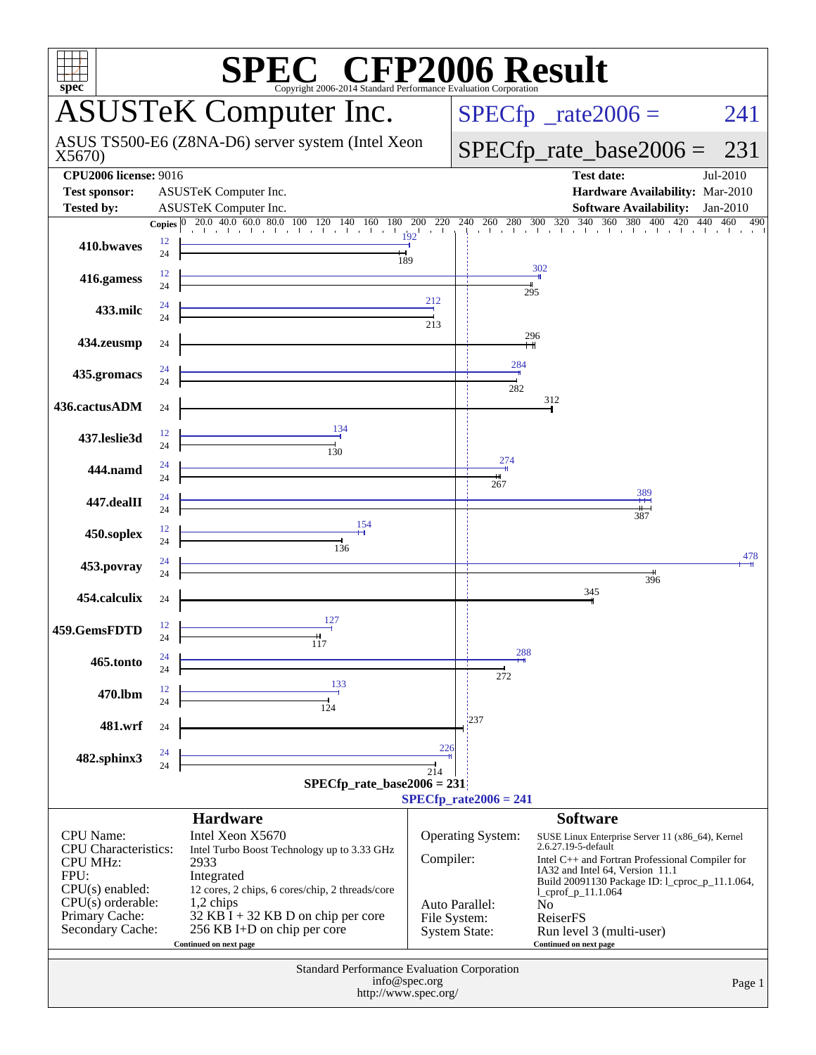# SPEC CFP2006 Result

Copyright 2006-2014 Standard Performance Evaluation Corporation

## ASUSTeK Computer Inc.

ASUS TS500-E6 (Z8NA-D6) server system (Intel Xeon X5670)

SPECfp_rate2006 = 241

SPECfp_rate_base2006 = 231

| | | | |
|---|---|---|---|
| **CPU2006 license:** | 9016 | **Test date:** | Jul-2010 |
| **Test sponsor:** | ASUSTeK Computer Inc. | **Hardware Availability:** | Mar-2010 |
| **Tested by:** | ASUSTeK Computer Inc. | **Software Availability:** | Jan-2010 |

Copies 0 20.0 40.0 60.0 80.0 100 120 140 160 180 200 220 240 260 280 300 320 340 360 380 400 420 440 460 490

410.bwaves 12 24 192 189

416.gamess 12 24 302 295

433.milc 24 24 212 213

434.zeusmp 24 296

435.gromacs 24 24 284 282

436.cactusADM 24 312

437.leslie3d 12 24 134 130

444.namd 24 24 274 267

447.dealII 24 24 389 387

450.soplex 12 24 154 136

453.povray 24 24 478 396

454.calculix 24 345

459.GemsFDTD 12 24 127 117

465.tonto 24 24 288 272

470.lbm 12 24 133 124

481.wrf 24 237

482.sphinx3 24 24 226 214

SPECfp_rate_base2006 = 231

SPECfp_rate2006 = 241

### Hardware

| | |
|---|---|
| CPU Name: | Intel Xeon X5670 |
| CPU Characteristics: | Intel Turbo Boost Technology up to 3.33 GHz |
| CPU MHz: | 2933 |
| FPU: | Integrated |
| CPU(s) enabled: | 12 cores, 2 chips, 6 cores/chip, 2 threads/core |
| CPU(s) orderable: | 1,2 chips |
| Primary Cache: | 32 KB I + 32 KB D on chip per core |
| Secondary Cache: | 256 KB I+D on chip per core |

Continued on next page

### Software

| | |
|---|---|
| Operating System: | SUSE Linux Enterprise Server 11 (x86_64), Kernel 2.6.27.19-5-default |
| Compiler: | Intel C++ and Fortran Professional Compiler for IA32 and Intel 64, Version 11.1 Build 20091130 Package ID: l_cproc_p_11.1.064, l_cprof_p_11.1.064 |
| Auto Parallel: | No |
| File System: | ReiserFS |
| System State: | Run level 3 (multi-user) |

Continued on next page

Standard Performance Evaluation Corporation
info@spec.org
http://www.spec.org/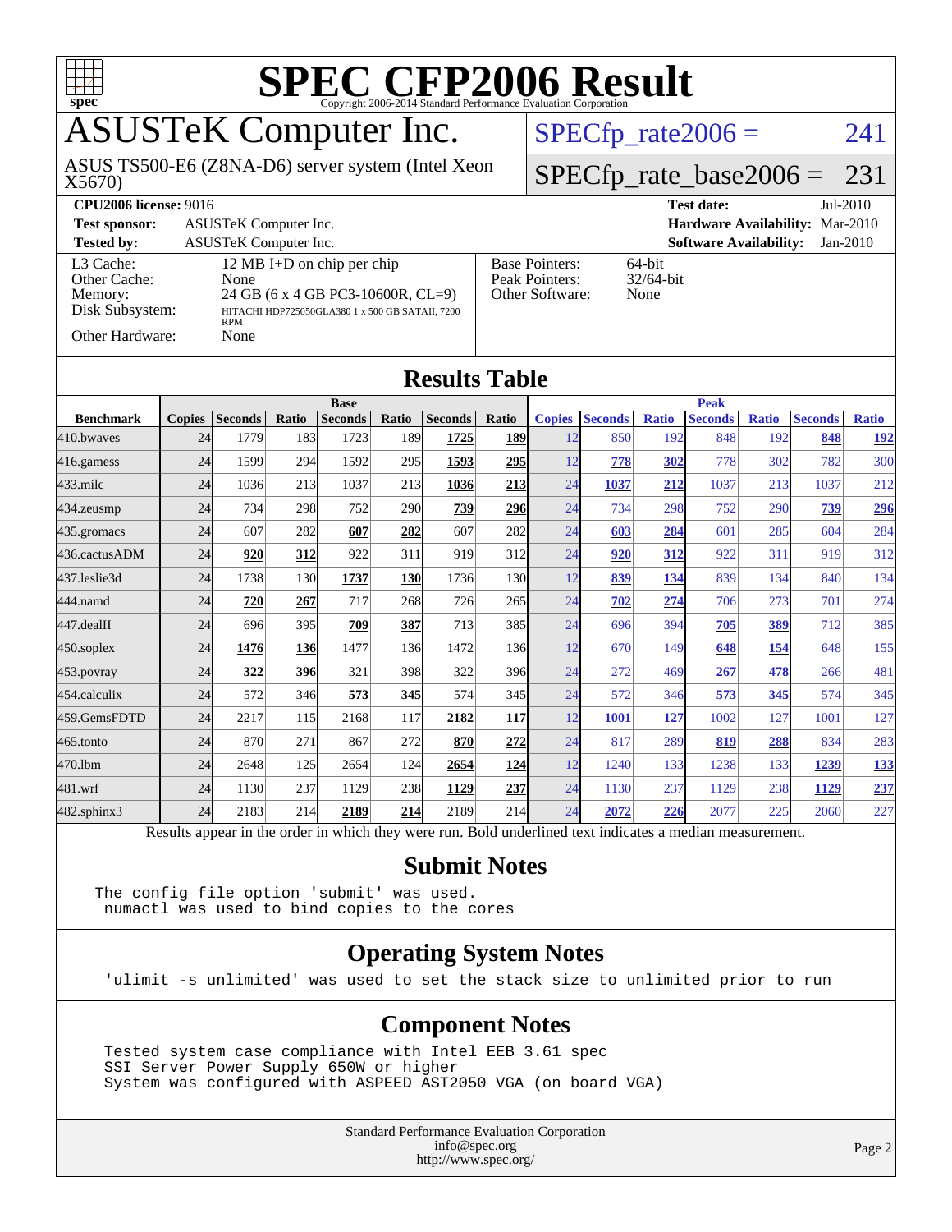# SPEC CFP2006 Result

Copyright 2006-2014 Standard Performance Evaluation Corporation

# ASUSTeK Computer Inc.

ASUS TS500-E6 (Z8NA-D6) server system (Intel Xeon X5670)

SPECfp_rate2006 = 241

SPECfp_rate_base2006 = 231

| | | | |
|---|---|---|---|
| **CPU2006 license:** 9016 | | **Test date:** | Jul-2010 |
| **Test sponsor:** | ASUSTeK Computer Inc. | **Hardware Availability:** | Mar-2010 |
| **Tested by:** | ASUSTeK Computer Inc. | **Software Availability:** | Jan-2010 |

| | | | |
|---|---|---|---|
| L3 Cache: | 12 MB I+D on chip per chip | Base Pointers: | 64-bit |
| Other Cache: | None | Peak Pointers: | 32/64-bit |
| Memory: | 24 GB (6 x 4 GB PC3-10600R, CL=9) | Other Software: | None |
| Disk Subsystem: | HITACHI HDP725050GLA380 1 x 500 GB SATAII, 7200 RPM | | |
| Other Hardware: | None | | |

## Results Table

| | Base | | | | | | | Peak | | | | | | |
|---|---|---|---|---|---|---|---|---|---|---|---|---|---|---|
| **Benchmark** | **Copies** | **Seconds** | **Ratio** | **Seconds** | **Ratio** | **Seconds** | **Ratio** | **Copies** | **Seconds** | **Ratio** | **Seconds** | **Ratio** | **Seconds** | **Ratio** |
| 410.bwaves | 24 | 1779 | 183 | 1723 | 189 | **1725** | **189** | 12 | 850 | 192 | 848 | 192 | **848** | **192** |
| 416.gamess | 24 | 1599 | 294 | 1592 | 295 | **1593** | **295** | 12 | **778** | **302** | 778 | 302 | 782 | 300 |
| 433.milc | 24 | 1036 | 213 | 1037 | 213 | **1036** | **213** | 24 | **1037** | **212** | 1037 | 213 | 1037 | 212 |
| 434.zeusmp | 24 | 734 | 298 | 752 | 290 | **739** | **296** | 24 | 734 | 298 | 752 | 290 | **739** | **296** |
| 435.gromacs | 24 | 607 | 282 | **607** | **282** | 607 | 282 | 24 | **603** | **284** | 601 | 285 | 604 | 284 |
| 436.cactusADM | 24 | **920** | **312** | 922 | 311 | 919 | 312 | 24 | **920** | **312** | 922 | 311 | 919 | 312 |
| 437.leslie3d | 24 | 1738 | 130 | **1737** | **130** | 1736 | 130 | 12 | **839** | **134** | 839 | 134 | 840 | 134 |
| 444.namd | 24 | **720** | **267** | 717 | 268 | 726 | 265 | 24 | **702** | **274** | 706 | 273 | 701 | 274 |
| 447.dealII | 24 | 696 | 395 | **709** | **387** | 713 | 385 | 24 | 696 | 394 | **705** | **389** | 712 | 385 |
| 450.soplex | 24 | **1476** | **136** | 1477 | 136 | 1472 | 136 | 12 | 670 | 149 | **648** | **154** | 648 | 155 |
| 453.povray | 24 | **322** | **396** | 321 | 398 | 322 | 396 | 24 | 272 | 469 | **267** | **478** | 266 | 481 |
| 454.calculix | 24 | 572 | 346 | **573** | **345** | 574 | 345 | 24 | 572 | 346 | **573** | **345** | 574 | 345 |
| 459.GemsFDTD | 24 | 2217 | 115 | 2168 | 117 | **2182** | **117** | 12 | **1001** | **127** | 1002 | 127 | 1001 | 127 |
| 465.tonto | 24 | 870 | 271 | 867 | 272 | **870** | **272** | 24 | 817 | 289 | **819** | **288** | 834 | 283 |
| 470.lbm | 24 | 2648 | 125 | 2654 | 124 | **2654** | **124** | 12 | 1240 | 133 | 1238 | 133 | **1239** | **133** |
| 481.wrf | 24 | 1130 | 237 | 1129 | 238 | **1129** | **237** | 24 | 1130 | 237 | 1129 | 238 | **1129** | **237** |
| 482.sphinx3 | 24 | 2183 | 214 | **2189** | **214** | 2189 | 214 | 24 | **2072** | **226** | 2077 | 225 | 2060 | 227 |

Results appear in the order in which they were run. Bold underlined text indicates a median measurement.

## Submit Notes

```
The config file option 'submit' was used.
 numactl was used to bind copies to the cores
```

## Operating System Notes

```
'ulimit -s unlimited' was used to set the stack size to unlimited prior to run
```

## Component Notes

```
Tested system case compliance with Intel EEB 3.61 spec
SSI Server Power Supply 650W or higher
System was configured with ASPEED AST2050 VGA (on board VGA)
```

Standard Performance Evaluation Corporation
info@spec.org
http://www.spec.org/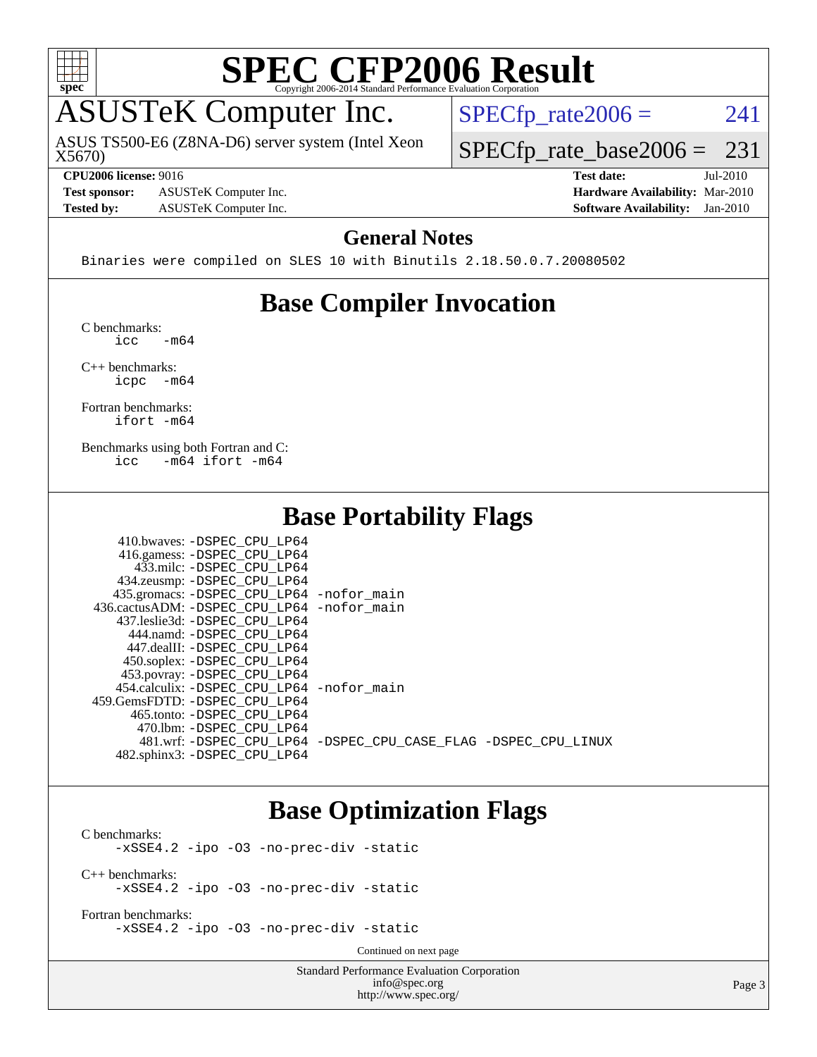# SPEC CFP2006 Result

Copyright 2006-2014 Standard Performance Evaluation Corporation

## ASUSTeK Computer Inc.

ASUS TS500-E6 (Z8NA-D6) server system (Intel Xeon X5670)

SPECfp_rate2006 = 241

SPECfp_rate_base2006 = 231

**CPU2006 license:** 9016 **Test date:** Jul-2010

**Test sponsor:** ASUSTeK Computer Inc. **Hardware Availability:** Mar-2010

**Tested by:** ASUSTeK Computer Inc. **Software Availability:** Jan-2010

## General Notes

```
Binaries were compiled on SLES 10 with Binutils 2.18.50.0.7.20080502
```

## Base Compiler Invocation

C benchmarks:
```
icc   -m64
```

C++ benchmarks:
```
icpc  -m64
```

Fortran benchmarks:
```
ifort -m64
```

Benchmarks using both Fortran and C:
```
icc   -m64 ifort -m64
```

## Base Portability Flags

```
    410.bwaves: -DSPEC_CPU_LP64
    416.gamess: -DSPEC_CPU_LP64
      433.milc: -DSPEC_CPU_LP64
    434.zeusmp: -DSPEC_CPU_LP64
   435.gromacs: -DSPEC_CPU_LP64 -nofor_main
  436.cactusADM: -DSPEC_CPU_LP64 -nofor_main
   437.leslie3d: -DSPEC_CPU_LP64
      444.namd: -DSPEC_CPU_LP64
    447.dealII: -DSPEC_CPU_LP64
    450.soplex: -DSPEC_CPU_LP64
    453.povray: -DSPEC_CPU_LP64
  454.calculix: -DSPEC_CPU_LP64 -nofor_main
  459.GemsFDTD: -DSPEC_CPU_LP64
     465.tonto: -DSPEC_CPU_LP64
       470.lbm: -DSPEC_CPU_LP64
       481.wrf: -DSPEC_CPU_LP64 -DSPEC_CPU_CASE_FLAG -DSPEC_CPU_LINUX
   482.sphinx3: -DSPEC_CPU_LP64
```

## Base Optimization Flags

C benchmarks:
```
-xSSE4.2 -ipo -O3 -no-prec-div -static
```

C++ benchmarks:
```
-xSSE4.2 -ipo -O3 -no-prec-div -static
```

Fortran benchmarks:
```
-xSSE4.2 -ipo -O3 -no-prec-div -static
```

Continued on next page

Standard Performance Evaluation Corporation
info@spec.org
http://www.spec.org/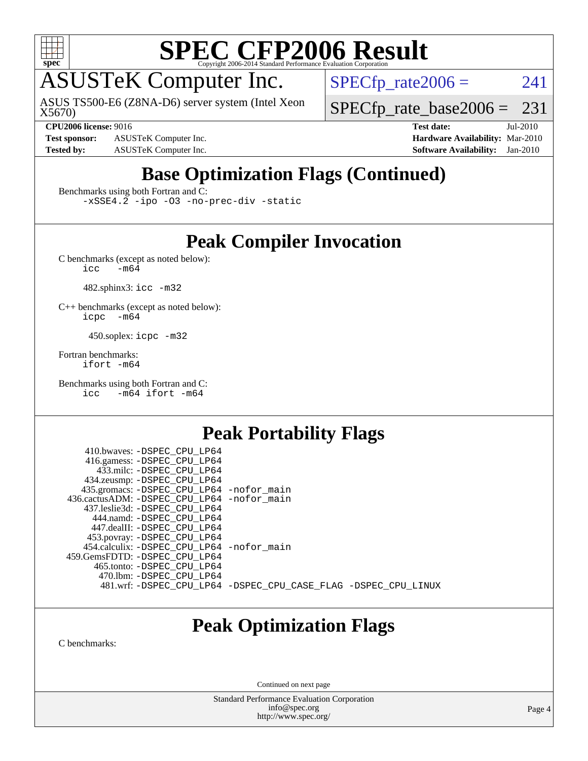# SPEC CFP2006 Result

Copyright 2006-2014 Standard Performance Evaluation Corporation

## ASUSTeK Computer Inc.

ASUS TS500-E6 (Z8NA-D6) server system (Intel Xeon X5670)

SPECfp_rate2006 = 241

SPECfp_rate_base2006 = 231

**CPU2006 license:** 9016
**Test sponsor:** ASUSTeK Computer Inc.
**Tested by:** ASUSTeK Computer Inc.

**Test date:** Jul-2010
**Hardware Availability:** Mar-2010
**Software Availability:** Jan-2010

## Base Optimization Flags (Continued)

Benchmarks using both Fortran and C:

```
-xSSE4.2 -ipo -O3 -no-prec-div -static
```

## Peak Compiler Invocation

C benchmarks (except as noted below):

```
icc   -m64
```

482.sphinx3: `icc -m32`

C++ benchmarks (except as noted below):

```
icpc   -m64
```

450.soplex: `icpc -m32`

Fortran benchmarks:

```
ifort -m64
```

Benchmarks using both Fortran and C:

```
icc   -m64 ifort -m64
```

## Peak Portability Flags

```
     410.bwaves: -DSPEC_CPU_LP64
     416.gamess: -DSPEC_CPU_LP64
       433.milc: -DSPEC_CPU_LP64
     434.zeusmp: -DSPEC_CPU_LP64
    435.gromacs: -DSPEC_CPU_LP64 -nofor_main
 436.cactusADM: -DSPEC_CPU_LP64 -nofor_main
    437.leslie3d: -DSPEC_CPU_LP64
      444.namd: -DSPEC_CPU_LP64
     447.dealII: -DSPEC_CPU_LP64
     453.povray: -DSPEC_CPU_LP64
   454.calculix: -DSPEC_CPU_LP64 -nofor_main
  459.GemsFDTD: -DSPEC_CPU_LP64
      465.tonto: -DSPEC_CPU_LP64
       470.lbm: -DSPEC_CPU_LP64
       481.wrf: -DSPEC_CPU_LP64 -DSPEC_CPU_CASE_FLAG -DSPEC_CPU_LINUX
```

## Peak Optimization Flags

C benchmarks:

Continued on next page

Standard Performance Evaluation Corporation
info@spec.org
http://www.spec.org/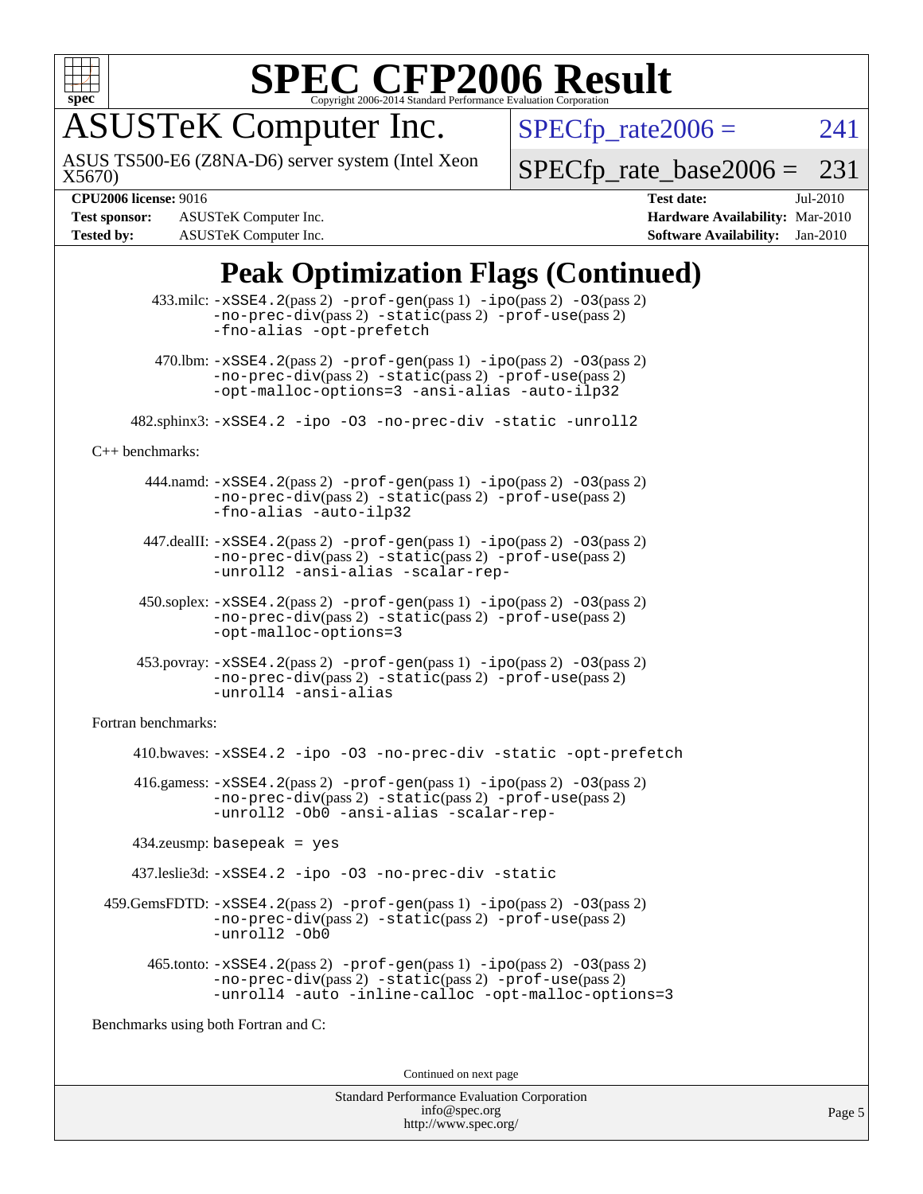# SPEC CFP2006 Result

Copyright 2006-2014 Standard Performance Evaluation Corporation

## ASUSTeK Computer Inc.

ASUS TS500-E6 (Z8NA-D6) server system (Intel Xeon X5670)

SPECfp_rate2006 = 241

SPECfp_rate_base2006 = 231

**CPU2006 license:** 9016
**Test sponsor:** ASUSTeK Computer Inc.
**Tested by:** ASUSTeK Computer Inc.

**Test date:** Jul-2010
**Hardware Availability:** Mar-2010
**Software Availability:** Jan-2010

## Peak Optimization Flags (Continued)

433.milc: -xSSE4.2(pass 2) -prof-gen(pass 1) -ipo(pass 2) -O3(pass 2) -no-prec-div(pass 2) -static(pass 2) -prof-use(pass 2) -fno-alias -opt-prefetch

470.lbm: -xSSE4.2(pass 2) -prof-gen(pass 1) -ipo(pass 2) -O3(pass 2) -no-prec-div(pass 2) -static(pass 2) -prof-use(pass 2) -opt-malloc-options=3 -ansi-alias -auto-ilp32

482.sphinx3: -xSSE4.2 -ipo -O3 -no-prec-div -static -unroll2

C++ benchmarks:

444.namd: -xSSE4.2(pass 2) -prof-gen(pass 1) -ipo(pass 2) -O3(pass 2) -no-prec-div(pass 2) -static(pass 2) -prof-use(pass 2) -fno-alias -auto-ilp32

447.dealII: -xSSE4.2(pass 2) -prof-gen(pass 1) -ipo(pass 2) -O3(pass 2) -no-prec-div(pass 2) -static(pass 2) -prof-use(pass 2) -unroll2 -ansi-alias -scalar-rep-

450.soplex: -xSSE4.2(pass 2) -prof-gen(pass 1) -ipo(pass 2) -O3(pass 2) -no-prec-div(pass 2) -static(pass 2) -prof-use(pass 2) -opt-malloc-options=3

453.povray: -xSSE4.2(pass 2) -prof-gen(pass 1) -ipo(pass 2) -O3(pass 2) -no-prec-div(pass 2) -static(pass 2) -prof-use(pass 2) -unroll4 -ansi-alias

Fortran benchmarks:

410.bwaves: -xSSE4.2 -ipo -O3 -no-prec-div -static -opt-prefetch

416.gamess: -xSSE4.2(pass 2) -prof-gen(pass 1) -ipo(pass 2) -O3(pass 2) -no-prec-div(pass 2) -static(pass 2) -prof-use(pass 2) -unroll2 -Ob0 -ansi-alias -scalar-rep-

434.zeusmp: basepeak = yes

437.leslie3d: -xSSE4.2 -ipo -O3 -no-prec-div -static

459.GemsFDTD: -xSSE4.2(pass 2) -prof-gen(pass 1) -ipo(pass 2) -O3(pass 2) -no-prec-div(pass 2) -static(pass 2) -prof-use(pass 2) -unroll2 -Ob0

465.tonto: -xSSE4.2(pass 2) -prof-gen(pass 1) -ipo(pass 2) -O3(pass 2) -no-prec-div(pass 2) -static(pass 2) -prof-use(pass 2) -unroll4 -auto -inline-calloc -opt-malloc-options=3

Benchmarks using both Fortran and C:

Continued on next page

Standard Performance Evaluation Corporation
info@spec.org
http://www.spec.org/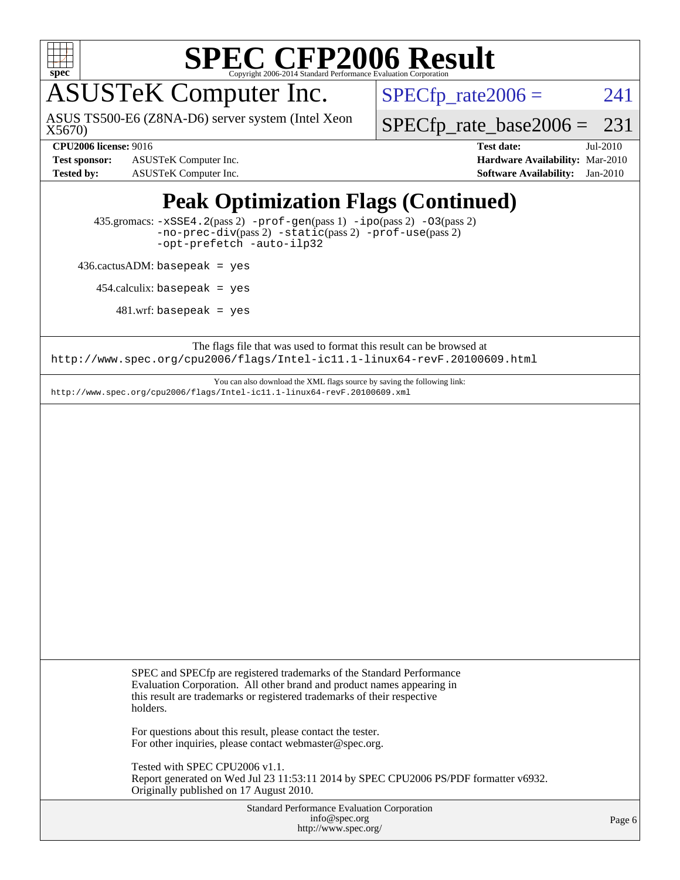# Peak Optimization Flags (Continued)

435.gromacs: `-xSSE4.2`(pass 2) `-prof-gen`(pass 1) `-ipo`(pass 2) `-O3`(pass 2) `-no-prec-div`(pass 2) `-static`(pass 2) `-prof-use`(pass 2) `-opt-prefetch` `-auto-ilp32`

436.cactusADM: `basepeak = yes`

454.calculix: `basepeak = yes`

481.wrf: `basepeak = yes`

The flags file that was used to format this result can be browsed at
`http://www.spec.org/cpu2006/flags/Intel-ic11.1-linux64-revF.20100609.html`

You can also download the XML flags source by saving the following link:
`http://www.spec.org/cpu2006/flags/Intel-ic11.1-linux64-revF.20100609.xml`

SPEC and SPECfp are registered trademarks of the Standard Performance Evaluation Corporation. All other brand and product names appearing in this result are trademarks or registered trademarks of their respective holders.

For questions about this result, please contact the tester.
For other inquiries, please contact webmaster@spec.org.

Tested with SPEC CPU2006 v1.1.
Report generated on Wed Jul 23 11:53:11 2014 by SPEC CPU2006 PS/PDF formatter v6932.
Originally published on 17 August 2010.